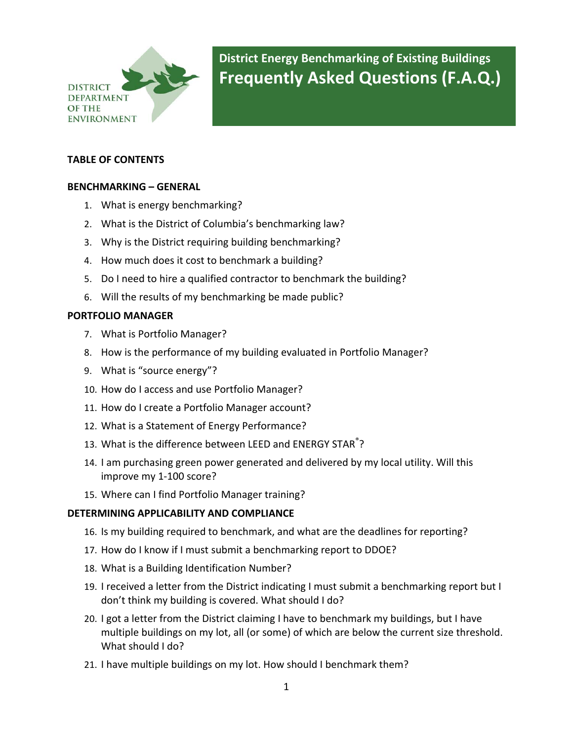DISTRICT DEPARTMENT OF THE ENVIRONMENT

# District Energy Benchmarking of Existing Buildings
# Frequently Asked Questions (F.A.Q.)

**TABLE OF CONTENTS**

**BENCHMARKING – GENERAL**

1. What is energy benchmarking?
2. What is the District of Columbia's benchmarking law?
3. Why is the District requiring building benchmarking?
4. How much does it cost to benchmark a building?
5. Do I need to hire a qualified contractor to benchmark the building?
6. Will the results of my benchmarking be made public?

**PORTFOLIO MANAGER**

7. What is Portfolio Manager?
8. How is the performance of my building evaluated in Portfolio Manager?
9. What is "source energy"?
10. How do I access and use Portfolio Manager?
11. How do I create a Portfolio Manager account?
12. What is a Statement of Energy Performance?
13. What is the difference between LEED and ENERGY STAR®?
14. I am purchasing green power generated and delivered by my local utility. Will this improve my 1-100 score?
15. Where can I find Portfolio Manager training?

**DETERMINING APPLICABILITY AND COMPLIANCE**

16. Is my building required to benchmark, and what are the deadlines for reporting?
17. How do I know if I must submit a benchmarking report to DDOE?
18. What is a Building Identification Number?
19. I received a letter from the District indicating I must submit a benchmarking report but I don't think my building is covered. What should I do?
20. I got a letter from the District claiming I have to benchmark my buildings, but I have multiple buildings on my lot, all (or some) of which are below the current size threshold. What should I do?
21. I have multiple buildings on my lot. How should I benchmark them?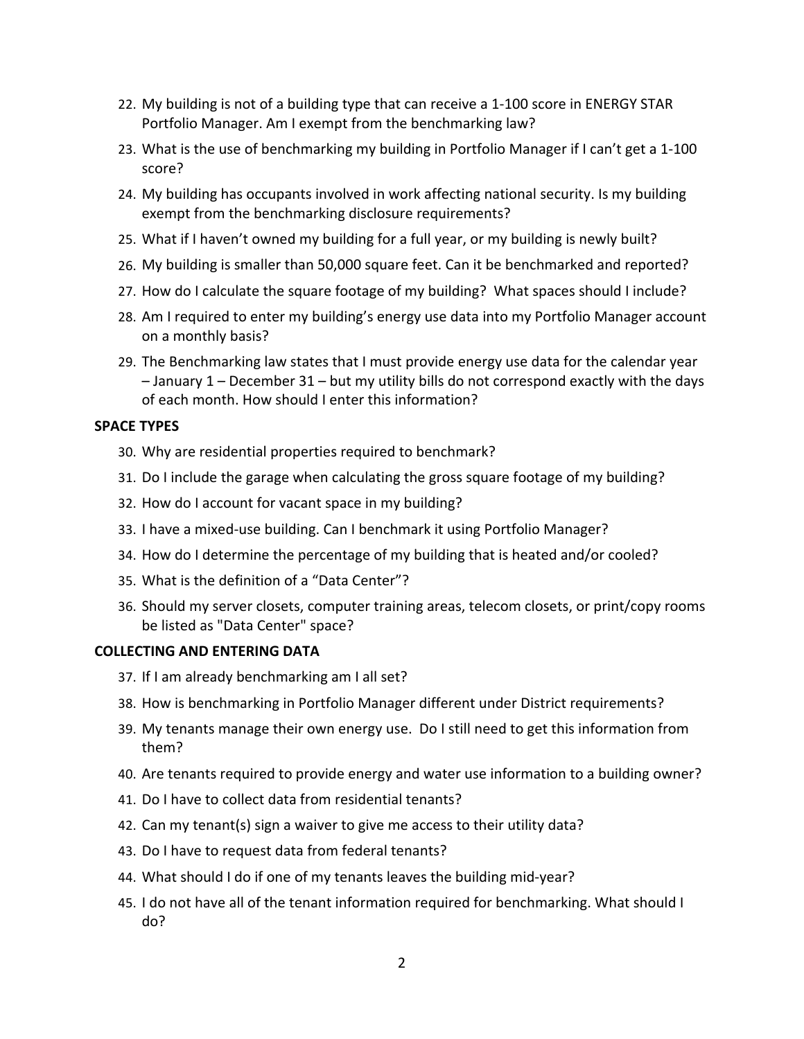22. My building is not of a building type that can receive a 1-100 score in ENERGY STAR Portfolio Manager. Am I exempt from the benchmarking law?
23. What is the use of benchmarking my building in Portfolio Manager if I can't get a 1-100 score?
24. My building has occupants involved in work affecting national security. Is my building exempt from the benchmarking disclosure requirements?
25. What if I haven't owned my building for a full year, or my building is newly built?
26. My building is smaller than 50,000 square feet. Can it be benchmarked and reported?
27. How do I calculate the square footage of my building? What spaces should I include?
28. Am I required to enter my building's energy use data into my Portfolio Manager account on a monthly basis?
29. The Benchmarking law states that I must provide energy use data for the calendar year – January 1 – December 31 – but my utility bills do not correspond exactly with the days of each month. How should I enter this information?

**SPACE TYPES**

30. Why are residential properties required to benchmark?
31. Do I include the garage when calculating the gross square footage of my building?
32. How do I account for vacant space in my building?
33. I have a mixed-use building. Can I benchmark it using Portfolio Manager?
34. How do I determine the percentage of my building that is heated and/or cooled?
35. What is the definition of a "Data Center"?
36. Should my server closets, computer training areas, telecom closets, or print/copy rooms be listed as "Data Center" space?

**COLLECTING AND ENTERING DATA**

37. If I am already benchmarking am I all set?
38. How is benchmarking in Portfolio Manager different under District requirements?
39. My tenants manage their own energy use. Do I still need to get this information from them?
40. Are tenants required to provide energy and water use information to a building owner?
41. Do I have to collect data from residential tenants?
42. Can my tenant(s) sign a waiver to give me access to their utility data?
43. Do I have to request data from federal tenants?
44. What should I do if one of my tenants leaves the building mid-year?
45. I do not have all of the tenant information required for benchmarking. What should I do?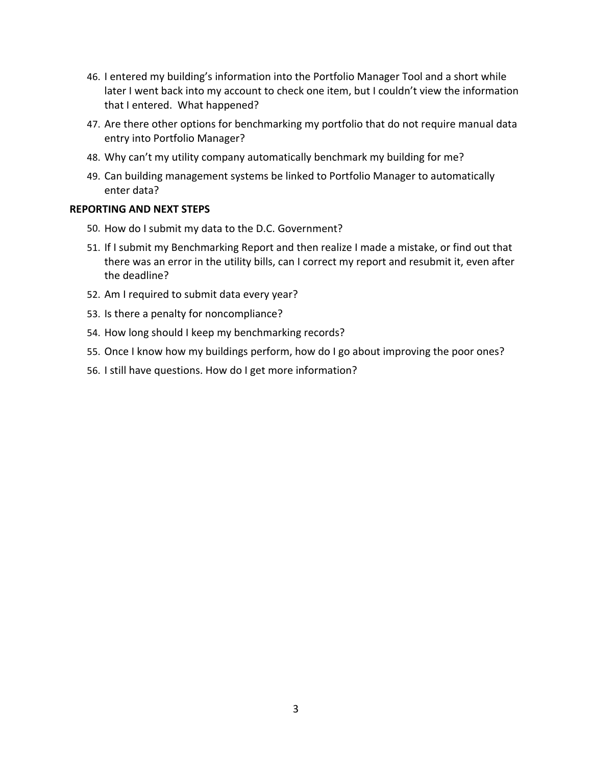46. I entered my building's information into the Portfolio Manager Tool and a short while later I went back into my account to check one item, but I couldn't view the information that I entered. What happened?
47. Are there other options for benchmarking my portfolio that do not require manual data entry into Portfolio Manager?
48. Why can't my utility company automatically benchmark my building for me?
49. Can building management systems be linked to Portfolio Manager to automatically enter data?

**REPORTING AND NEXT STEPS**

50. How do I submit my data to the D.C. Government?
51. If I submit my Benchmarking Report and then realize I made a mistake, or find out that there was an error in the utility bills, can I correct my report and resubmit it, even after the deadline?
52. Am I required to submit data every year?
53. Is there a penalty for noncompliance?
54. How long should I keep my benchmarking records?
55. Once I know how my buildings perform, how do I go about improving the poor ones?
56. I still have questions. How do I get more information?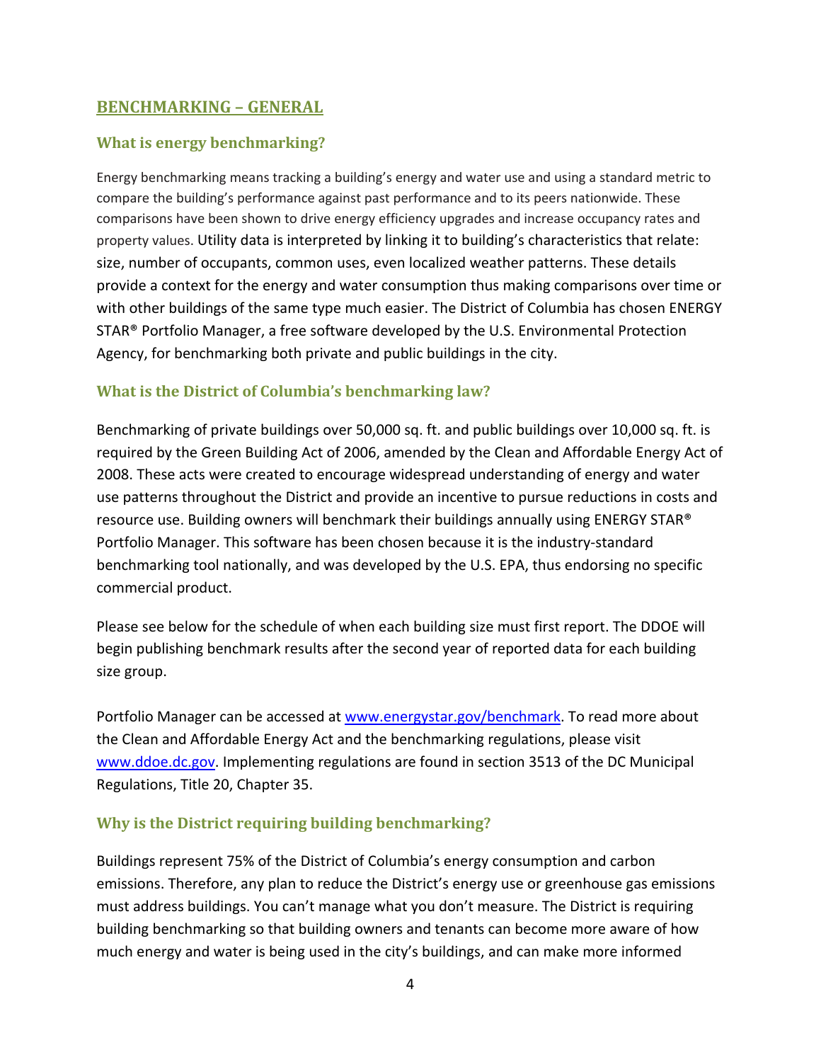## BENCHMARKING – GENERAL

### What is energy benchmarking?

Energy benchmarking means tracking a building's energy and water use and using a standard metric to compare the building's performance against past performance and to its peers nationwide. These comparisons have been shown to drive energy efficiency upgrades and increase occupancy rates and property values. Utility data is interpreted by linking it to building's characteristics that relate: size, number of occupants, common uses, even localized weather patterns. These details provide a context for the energy and water consumption thus making comparisons over time or with other buildings of the same type much easier. The District of Columbia has chosen ENERGY STAR® Portfolio Manager, a free software developed by the U.S. Environmental Protection Agency, for benchmarking both private and public buildings in the city.

### What is the District of Columbia's benchmarking law?

Benchmarking of private buildings over 50,000 sq. ft. and public buildings over 10,000 sq. ft. is required by the Green Building Act of 2006, amended by the Clean and Affordable Energy Act of 2008. These acts were created to encourage widespread understanding of energy and water use patterns throughout the District and provide an incentive to pursue reductions in costs and resource use. Building owners will benchmark their buildings annually using ENERGY STAR® Portfolio Manager. This software has been chosen because it is the industry-standard benchmarking tool nationally, and was developed by the U.S. EPA, thus endorsing no specific commercial product.

Please see below for the schedule of when each building size must first report. The DDOE will begin publishing benchmark results after the second year of reported data for each building size group.

Portfolio Manager can be accessed at [www.energystar.gov/benchmark](www.energystar.gov/benchmark). To read more about the Clean and Affordable Energy Act and the benchmarking regulations, please visit [www.ddoe.dc.gov](www.ddoe.dc.gov). Implementing regulations are found in section 3513 of the DC Municipal Regulations, Title 20, Chapter 35.

### Why is the District requiring building benchmarking?

Buildings represent 75% of the District of Columbia's energy consumption and carbon emissions. Therefore, any plan to reduce the District's energy use or greenhouse gas emissions must address buildings. You can't manage what you don't measure. The District is requiring building benchmarking so that building owners and tenants can become more aware of how much energy and water is being used in the city's buildings, and can make more informed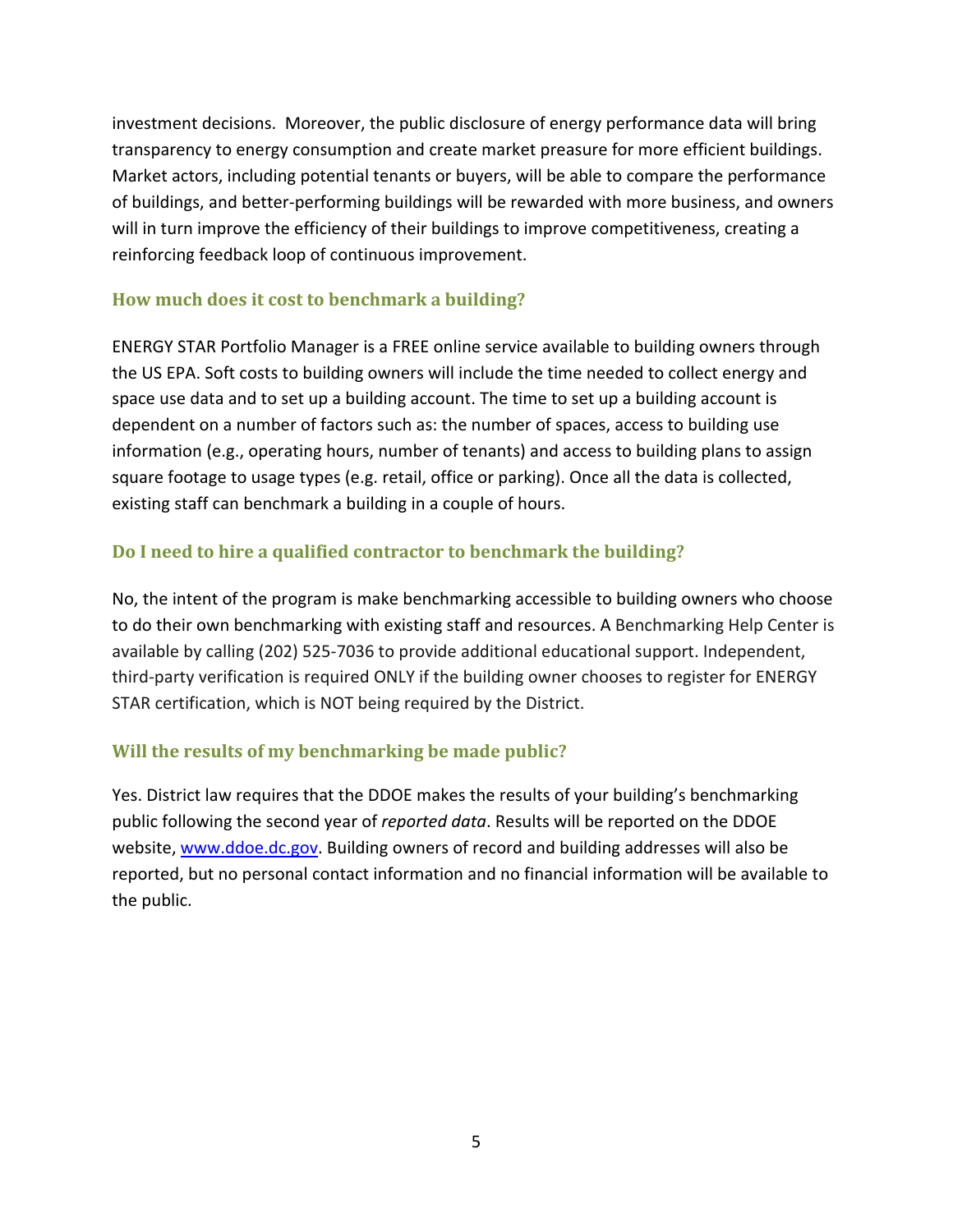investment decisions. Moreover, the public disclosure of energy performance data will bring transparency to energy consumption and create market preasure for more efficient buildings. Market actors, including potential tenants or buyers, will be able to compare the performance of buildings, and better-performing buildings will be rewarded with more business, and owners will in turn improve the efficiency of their buildings to improve competitiveness, creating a reinforcing feedback loop of continuous improvement.

### How much does it cost to benchmark a building?

ENERGY STAR Portfolio Manager is a FREE online service available to building owners through the US EPA. Soft costs to building owners will include the time needed to collect energy and space use data and to set up a building account. The time to set up a building account is dependent on a number of factors such as: the number of spaces, access to building use information (e.g., operating hours, number of tenants) and access to building plans to assign square footage to usage types (e.g. retail, office or parking). Once all the data is collected, existing staff can benchmark a building in a couple of hours.

### Do I need to hire a qualified contractor to benchmark the building?

No, the intent of the program is make benchmarking accessible to building owners who choose to do their own benchmarking with existing staff and resources. A Benchmarking Help Center is available by calling (202) 525-7036 to provide additional educational support. Independent, third-party verification is required ONLY if the building owner chooses to register for ENERGY STAR certification, which is NOT being required by the District.

### Will the results of my benchmarking be made public?

Yes. District law requires that the DDOE makes the results of your building's benchmarking public following the second year of *reported data*. Results will be reported on the DDOE website, [www.ddoe.dc.gov](http://www.ddoe.dc.gov). Building owners of record and building addresses will also be reported, but no personal contact information and no financial information will be available to the public.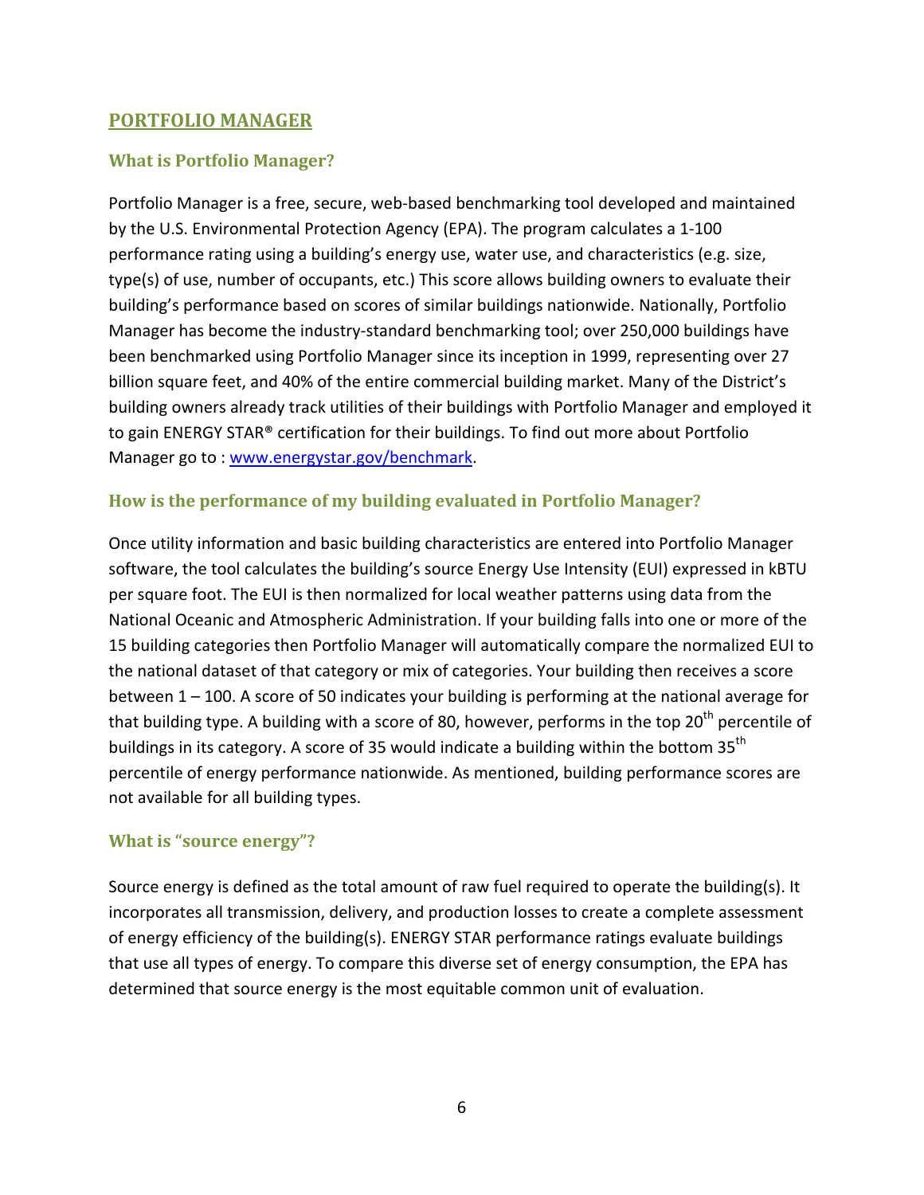## PORTFOLIO MANAGER

### What is Portfolio Manager?

Portfolio Manager is a free, secure, web-based benchmarking tool developed and maintained by the U.S. Environmental Protection Agency (EPA). The program calculates a 1-100 performance rating using a building's energy use, water use, and characteristics (e.g. size, type(s) of use, number of occupants, etc.) This score allows building owners to evaluate their building's performance based on scores of similar buildings nationwide. Nationally, Portfolio Manager has become the industry-standard benchmarking tool; over 250,000 buildings have been benchmarked using Portfolio Manager since its inception in 1999, representing over 27 billion square feet, and 40% of the entire commercial building market. Many of the District's building owners already track utilities of their buildings with Portfolio Manager and employed it to gain ENERGY STAR® certification for their buildings. To find out more about Portfolio Manager go to : [www.energystar.gov/benchmark](http://www.energystar.gov/benchmark).

### How is the performance of my building evaluated in Portfolio Manager?

Once utility information and basic building characteristics are entered into Portfolio Manager software, the tool calculates the building's source Energy Use Intensity (EUI) expressed in kBTU per square foot. The EUI is then normalized for local weather patterns using data from the National Oceanic and Atmospheric Administration. If your building falls into one or more of the 15 building categories then Portfolio Manager will automatically compare the normalized EUI to the national dataset of that category or mix of categories. Your building then receives a score between 1 – 100. A score of 50 indicates your building is performing at the national average for that building type. A building with a score of 80, however, performs in the top 20th percentile of buildings in its category. A score of 35 would indicate a building within the bottom 35th percentile of energy performance nationwide. As mentioned, building performance scores are not available for all building types.

### What is "source energy"?

Source energy is defined as the total amount of raw fuel required to operate the building(s). It incorporates all transmission, delivery, and production losses to create a complete assessment of energy efficiency of the building(s). ENERGY STAR performance ratings evaluate buildings that use all types of energy. To compare this diverse set of energy consumption, the EPA has determined that source energy is the most equitable common unit of evaluation.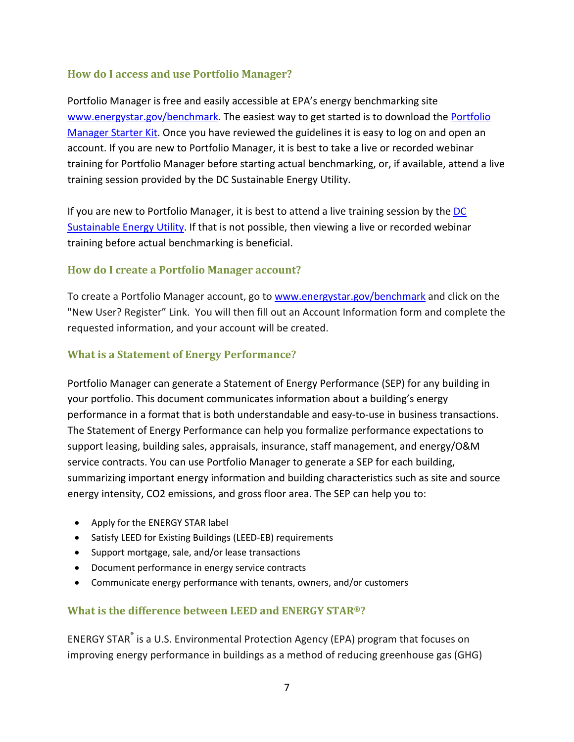### How do I access and use Portfolio Manager?

Portfolio Manager is free and easily accessible at EPA's energy benchmarking site [www.energystar.gov/benchmark](www.energystar.gov/benchmark). The easiest way to get started is to download the Portfolio Manager Starter Kit. Once you have reviewed the guidelines it is easy to log on and open an account. If you are new to Portfolio Manager, it is best to take a live or recorded webinar training for Portfolio Manager before starting actual benchmarking, or, if available, attend a live training session provided by the DC Sustainable Energy Utility.

If you are new to Portfolio Manager, it is best to attend a live training session by the DC Sustainable Energy Utility. If that is not possible, then viewing a live or recorded webinar training before actual benchmarking is beneficial.

### How do I create a Portfolio Manager account?

To create a Portfolio Manager account, go to [www.energystar.gov/benchmark](www.energystar.gov/benchmark) and click on the "New User? Register" Link. You will then fill out an Account Information form and complete the requested information, and your account will be created.

### What is a Statement of Energy Performance?

Portfolio Manager can generate a Statement of Energy Performance (SEP) for any building in your portfolio. This document communicates information about a building's energy performance in a format that is both understandable and easy-to-use in business transactions. The Statement of Energy Performance can help you formalize performance expectations to support leasing, building sales, appraisals, insurance, staff management, and energy/O&M service contracts. You can use Portfolio Manager to generate a SEP for each building, summarizing important energy information and building characteristics such as site and source energy intensity, $CO_2$ emissions, and gross floor area. The SEP can help you to:

- Apply for the ENERGY STAR label
- Satisfy LEED for Existing Buildings (LEED-EB) requirements
- Support mortgage, sale, and/or lease transactions
- Document performance in energy service contracts
- Communicate energy performance with tenants, owners, and/or customers

### What is the difference between LEED and ENERGY STAR®?

ENERGY STAR® is a U.S. Environmental Protection Agency (EPA) program that focuses on improving energy performance in buildings as a method of reducing greenhouse gas (GHG)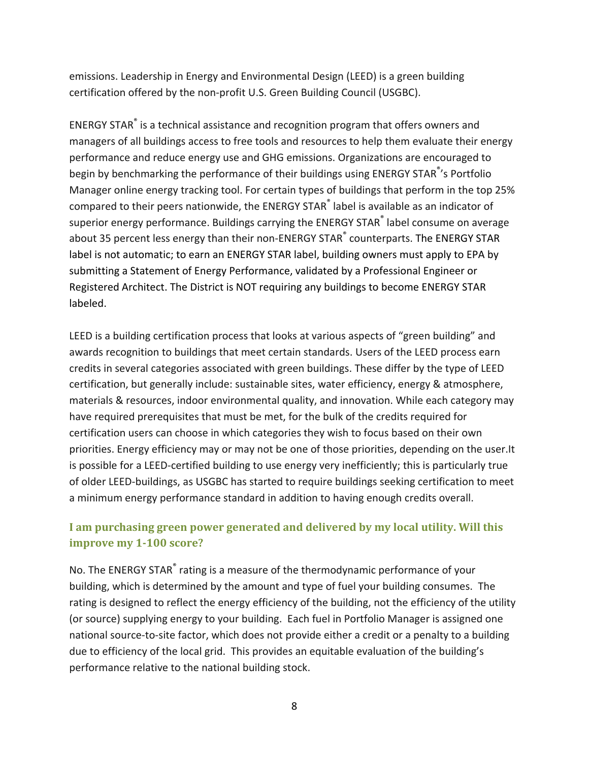emissions. Leadership in Energy and Environmental Design (LEED) is a green building certification offered by the non-profit U.S. Green Building Council (USGBC).

ENERGY STAR® is a technical assistance and recognition program that offers owners and managers of all buildings access to free tools and resources to help them evaluate their energy performance and reduce energy use and GHG emissions. Organizations are encouraged to begin by benchmarking the performance of their buildings using ENERGY STAR®'s Portfolio Manager online energy tracking tool. For certain types of buildings that perform in the top 25% compared to their peers nationwide, the ENERGY STAR® label is available as an indicator of superior energy performance. Buildings carrying the ENERGY STAR® label consume on average about 35 percent less energy than their non-ENERGY STAR® counterparts. The ENERGY STAR label is not automatic; to earn an ENERGY STAR label, building owners must apply to EPA by submitting a Statement of Energy Performance, validated by a Professional Engineer or Registered Architect. The District is NOT requiring any buildings to become ENERGY STAR labeled.

LEED is a building certification process that looks at various aspects of "green building" and awards recognition to buildings that meet certain standards. Users of the LEED process earn credits in several categories associated with green buildings. These differ by the type of LEED certification, but generally include: sustainable sites, water efficiency, energy & atmosphere, materials & resources, indoor environmental quality, and innovation. While each category may have required prerequisites that must be met, for the bulk of the credits required for certification users can choose in which categories they wish to focus based on their own priorities. Energy efficiency may or may not be one of those priorities, depending on the user.It is possible for a LEED-certified building to use energy very inefficiently; this is particularly true of older LEED-buildings, as USGBC has started to require buildings seeking certification to meet a minimum energy performance standard in addition to having enough credits overall.

### I am purchasing green power generated and delivered by my local utility. Will this improve my 1-100 score?

No. The ENERGY STAR® rating is a measure of the thermodynamic performance of your building, which is determined by the amount and type of fuel your building consumes. The rating is designed to reflect the energy efficiency of the building, not the efficiency of the utility (or source) supplying energy to your building. Each fuel in Portfolio Manager is assigned one national source-to-site factor, which does not provide either a credit or a penalty to a building due to efficiency of the local grid. This provides an equitable evaluation of the building's performance relative to the national building stock.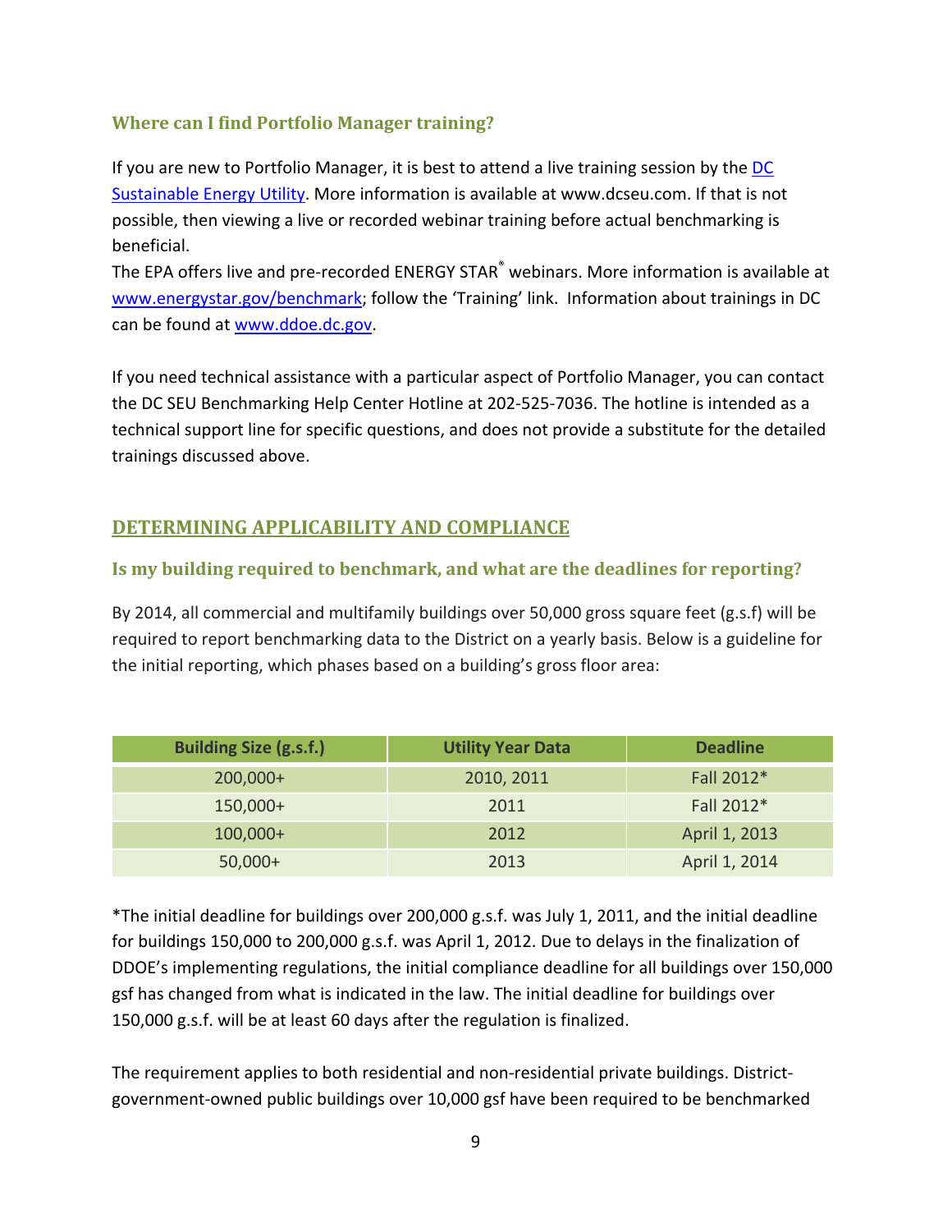### Where can I find Portfolio Manager training?

If you are new to Portfolio Manager, it is best to attend a live training session by the [DC Sustainable Energy Utility](http://www.dcseu.com). More information is available at www.dcseu.com. If that is not possible, then viewing a live or recorded webinar training before actual benchmarking is beneficial.
The EPA offers live and pre-recorded ENERGY STAR® webinars. More information is available at [www.energystar.gov/benchmark](http://www.energystar.gov/benchmark); follow the 'Training' link. Information about trainings in DC can be found at [www.ddoe.dc.gov](http://www.ddoe.dc.gov).

If you need technical assistance with a particular aspect of Portfolio Manager, you can contact the DC SEU Benchmarking Help Center Hotline at 202-525-7036. The hotline is intended as a technical support line for specific questions, and does not provide a substitute for the detailed trainings discussed above.

## DETERMINING APPLICABILITY AND COMPLIANCE

### Is my building required to benchmark, and what are the deadlines for reporting?

By 2014, all commercial and multifamily buildings over 50,000 gross square feet (g.s.f) will be required to report benchmarking data to the District on a yearly basis. Below is a guideline for the initial reporting, which phases based on a building's gross floor area:

| Building Size (g.s.f.) | Utility Year Data | Deadline |
|---|---|---|
| 200,000+ | 2010, 2011 | Fall 2012* |
| 150,000+ | 2011 | Fall 2012* |
| 100,000+ | 2012 | April 1, 2013 |
| 50,000+ | 2013 | April 1, 2014 |

*The initial deadline for buildings over 200,000 g.s.f. was July 1, 2011, and the initial deadline for buildings 150,000 to 200,000 g.s.f. was April 1, 2012. Due to delays in the finalization of DDOE's implementing regulations, the initial compliance deadline for all buildings over 150,000 gsf has changed from what is indicated in the law. The initial deadline for buildings over 150,000 g.s.f. will be at least 60 days after the regulation is finalized.

The requirement applies to both residential and non-residential private buildings. District-government-owned public buildings over 10,000 gsf have been required to be benchmarked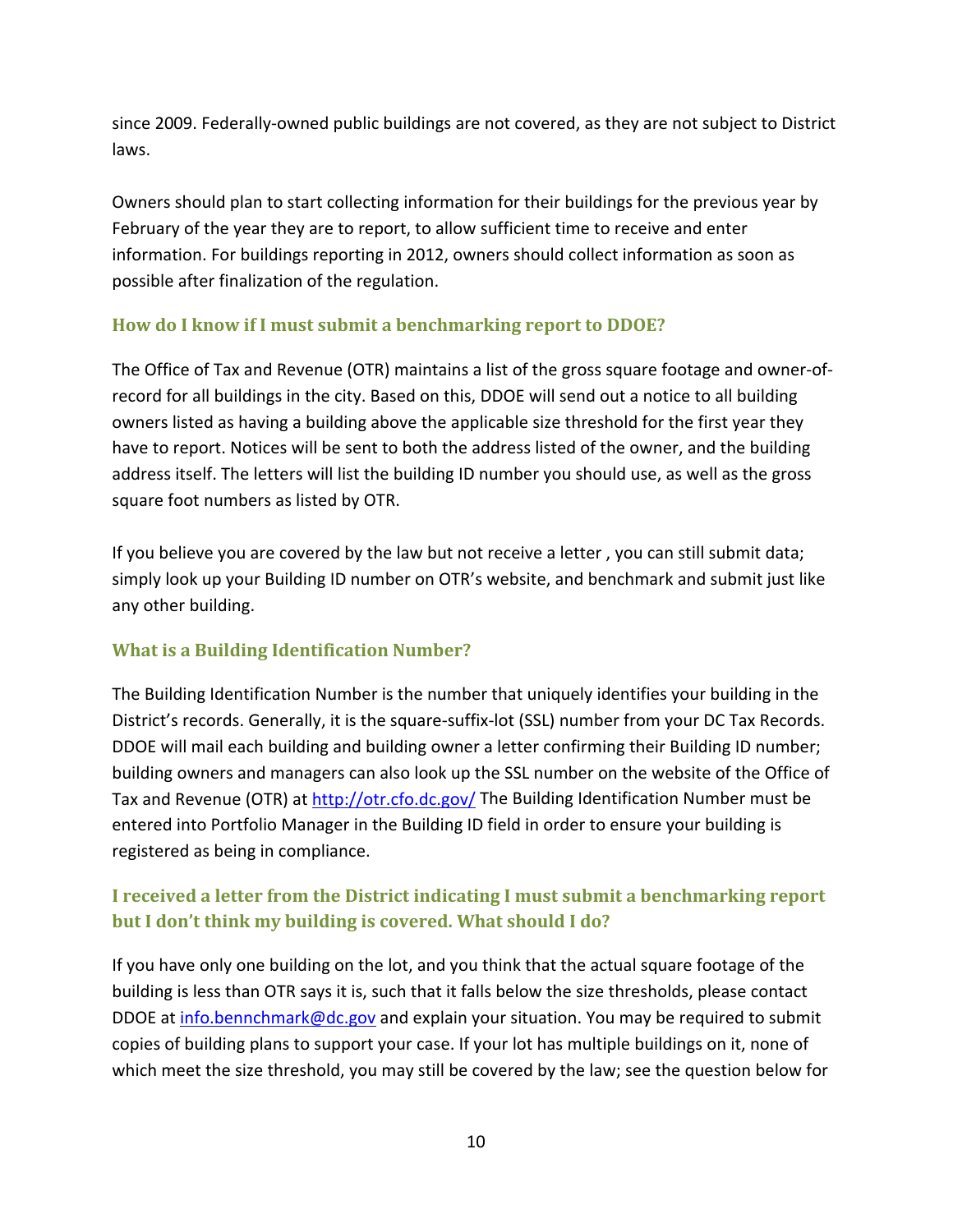since 2009. Federally-owned public buildings are not covered, as they are not subject to District laws.

Owners should plan to start collecting information for their buildings for the previous year by February of the year they are to report, to allow sufficient time to receive and enter information. For buildings reporting in 2012, owners should collect information as soon as possible after finalization of the regulation.

### How do I know if I must submit a benchmarking report to DDOE?

The Office of Tax and Revenue (OTR) maintains a list of the gross square footage and owner-of-record for all buildings in the city. Based on this, DDOE will send out a notice to all building owners listed as having a building above the applicable size threshold for the first year they have to report. Notices will be sent to both the address listed of the owner, and the building address itself. The letters will list the building ID number you should use, as well as the gross square foot numbers as listed by OTR.

If you believe you are covered by the law but not receive a letter , you can still submit data; simply look up your Building ID number on OTR's website, and benchmark and submit just like any other building.

### What is a Building Identification Number?

The Building Identification Number is the number that uniquely identifies your building in the District's records. Generally, it is the square-suffix-lot (SSL) number from your DC Tax Records. DDOE will mail each building and building owner a letter confirming their Building ID number; building owners and managers can also look up the SSL number on the website of the Office of Tax and Revenue (OTR) at http://otr.cfo.dc.gov/ The Building Identification Number must be entered into Portfolio Manager in the Building ID field in order to ensure your building is registered as being in compliance.

### I received a letter from the District indicating I must submit a benchmarking report but I don't think my building is covered. What should I do?

If you have only one building on the lot, and you think that the actual square footage of the building is less than OTR says it is, such that it falls below the size thresholds, please contact DDOE at info.bennchmark@dc.gov and explain your situation. You may be required to submit copies of building plans to support your case. If your lot has multiple buildings on it, none of which meet the size threshold, you may still be covered by the law; see the question below for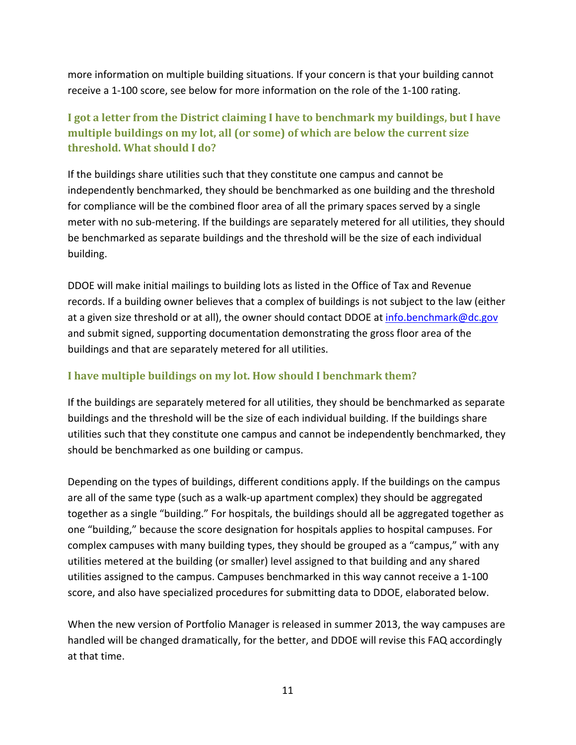more information on multiple building situations. If your concern is that your building cannot receive a 1-100 score, see below for more information on the role of the 1-100 rating.

### I got a letter from the District claiming I have to benchmark my buildings, but I have multiple buildings on my lot, all (or some) of which are below the current size threshold. What should I do?

If the buildings share utilities such that they constitute one campus and cannot be independently benchmarked, they should be benchmarked as one building and the threshold for compliance will be the combined floor area of all the primary spaces served by a single meter with no sub-metering. If the buildings are separately metered for all utilities, they should be benchmarked as separate buildings and the threshold will be the size of each individual building.

DDOE will make initial mailings to building lots as listed in the Office of Tax and Revenue records. If a building owner believes that a complex of buildings is not subject to the law (either at a given size threshold or at all), the owner should contact DDOE at info.benchmark@dc.gov and submit signed, supporting documentation demonstrating the gross floor area of the buildings and that are separately metered for all utilities.

### I have multiple buildings on my lot. How should I benchmark them?

If the buildings are separately metered for all utilities, they should be benchmarked as separate buildings and the threshold will be the size of each individual building. If the buildings share utilities such that they constitute one campus and cannot be independently benchmarked, they should be benchmarked as one building or campus.

Depending on the types of buildings, different conditions apply. If the buildings on the campus are all of the same type (such as a walk-up apartment complex) they should be aggregated together as a single "building." For hospitals, the buildings should all be aggregated together as one "building," because the score designation for hospitals applies to hospital campuses. For complex campuses with many building types, they should be grouped as a "campus," with any utilities metered at the building (or smaller) level assigned to that building and any shared utilities assigned to the campus. Campuses benchmarked in this way cannot receive a 1-100 score, and also have specialized procedures for submitting data to DDOE, elaborated below.

When the new version of Portfolio Manager is released in summer 2013, the way campuses are handled will be changed dramatically, for the better, and DDOE will revise this FAQ accordingly at that time.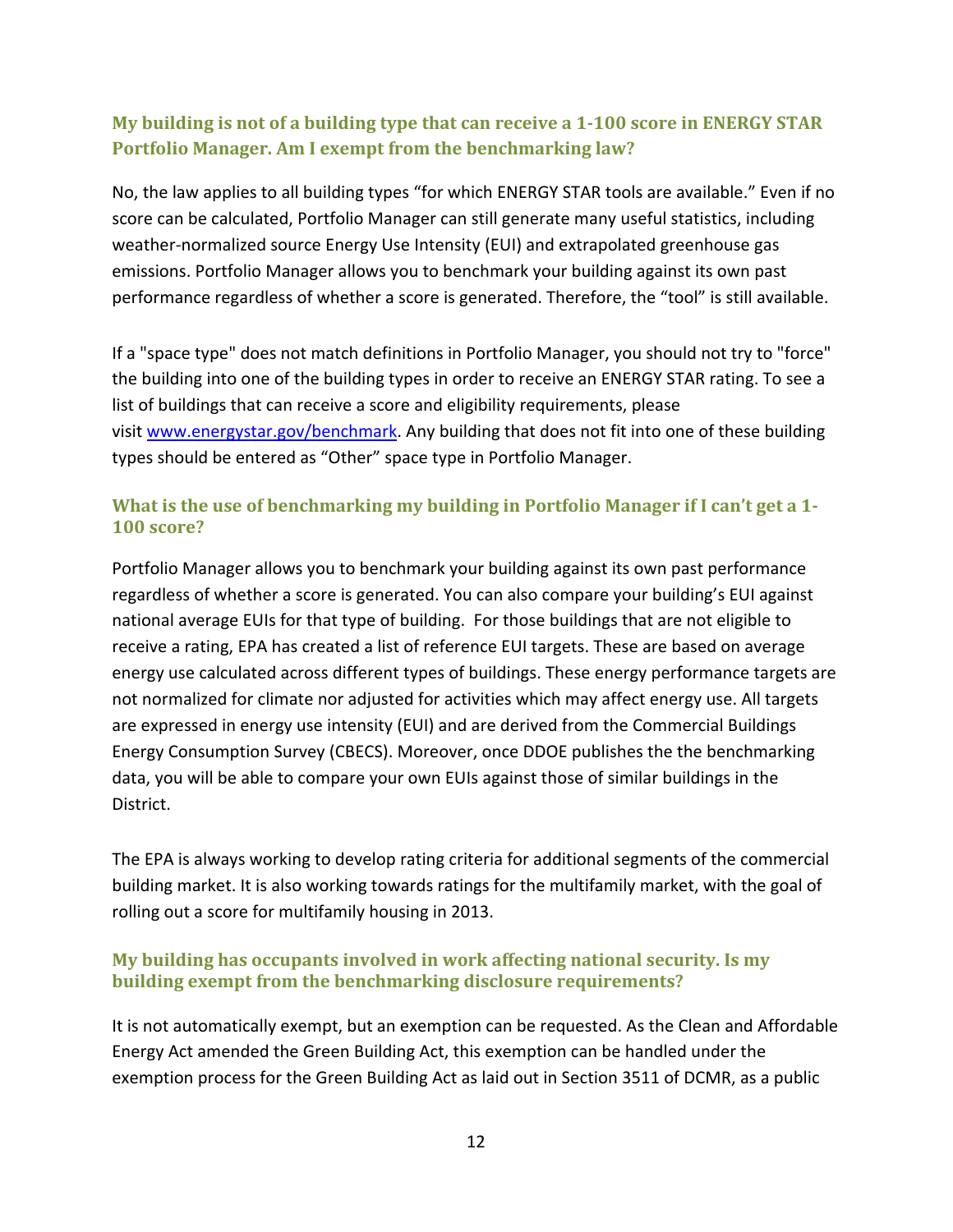### My building is not of a building type that can receive a 1-100 score in ENERGY STAR Portfolio Manager. Am I exempt from the benchmarking law?

No, the law applies to all building types "for which ENERGY STAR tools are available." Even if no score can be calculated, Portfolio Manager can still generate many useful statistics, including weather-normalized source Energy Use Intensity (EUI) and extrapolated greenhouse gas emissions. Portfolio Manager allows you to benchmark your building against its own past performance regardless of whether a score is generated. Therefore, the "tool" is still available.

If a "space type" does not match definitions in Portfolio Manager, you should not try to "force" the building into one of the building types in order to receive an ENERGY STAR rating. To see a list of buildings that can receive a score and eligibility requirements, please visit [www.energystar.gov/benchmark](http://www.energystar.gov/benchmark). Any building that does not fit into one of these building types should be entered as "Other" space type in Portfolio Manager.

### What is the use of benchmarking my building in Portfolio Manager if I can't get a 1-100 score?

Portfolio Manager allows you to benchmark your building against its own past performance regardless of whether a score is generated. You can also compare your building's EUI against national average EUIs for that type of building. For those buildings that are not eligible to receive a rating, EPA has created a list of reference EUI targets. These are based on average energy use calculated across different types of buildings. These energy performance targets are not normalized for climate nor adjusted for activities which may affect energy use. All targets are expressed in energy use intensity (EUI) and are derived from the Commercial Buildings Energy Consumption Survey (CBECS). Moreover, once DDOE publishes the the benchmarking data, you will be able to compare your own EUIs against those of similar buildings in the District.

The EPA is always working to develop rating criteria for additional segments of the commercial building market. It is also working towards ratings for the multifamily market, with the goal of rolling out a score for multifamily housing in 2013.

### My building has occupants involved in work affecting national security. Is my building exempt from the benchmarking disclosure requirements?

It is not automatically exempt, but an exemption can be requested. As the Clean and Affordable Energy Act amended the Green Building Act, this exemption can be handled under the exemption process for the Green Building Act as laid out in Section 3511 of DCMR, as a public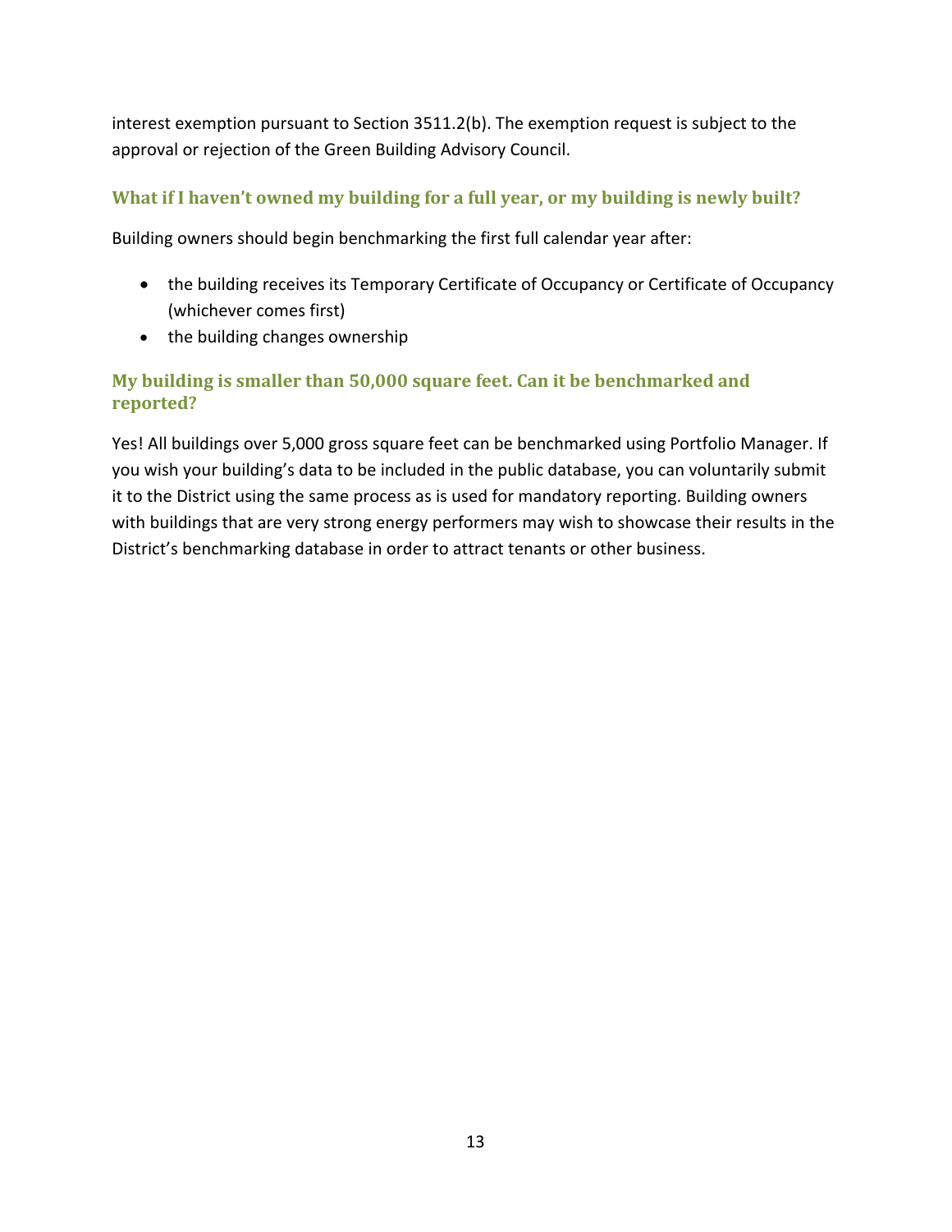interest exemption pursuant to Section 3511.2(b). The exemption request is subject to the approval or rejection of the Green Building Advisory Council.

### What if I haven't owned my building for a full year, or my building is newly built?

Building owners should begin benchmarking the first full calendar year after:

- the building receives its Temporary Certificate of Occupancy or Certificate of Occupancy (whichever comes first)
- the building changes ownership

### My building is smaller than 50,000 square feet. Can it be benchmarked and reported?

Yes! All buildings over 5,000 gross square feet can be benchmarked using Portfolio Manager. If you wish your building's data to be included in the public database, you can voluntarily submit it to the District using the same process as is used for mandatory reporting. Building owners with buildings that are very strong energy performers may wish to showcase their results in the District's benchmarking database in order to attract tenants or other business.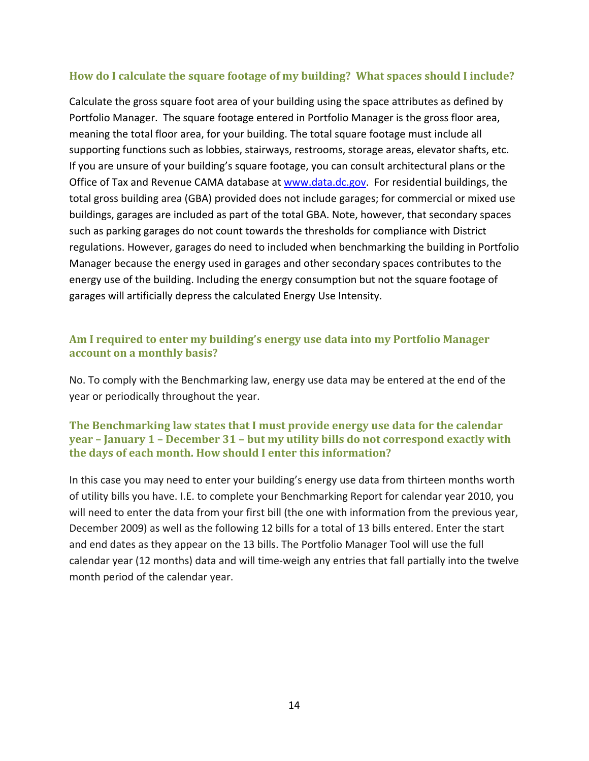### How do I calculate the square footage of my building? What spaces should I include?

Calculate the gross square foot area of your building using the space attributes as defined by Portfolio Manager. The square footage entered in Portfolio Manager is the gross floor area, meaning the total floor area, for your building. The total square footage must include all supporting functions such as lobbies, stairways, restrooms, storage areas, elevator shafts, etc. If you are unsure of your building's square footage, you can consult architectural plans or the Office of Tax and Revenue CAMA database at [www.data.dc.gov](http://www.data.dc.gov). For residential buildings, the total gross building area (GBA) provided does not include garages; for commercial or mixed use buildings, garages are included as part of the total GBA. Note, however, that secondary spaces such as parking garages do not count towards the thresholds for compliance with District regulations. However, garages do need to included when benchmarking the building in Portfolio Manager because the energy used in garages and other secondary spaces contributes to the energy use of the building. Including the energy consumption but not the square footage of garages will artificially depress the calculated Energy Use Intensity.

### Am I required to enter my building's energy use data into my Portfolio Manager account on a monthly basis?

No. To comply with the Benchmarking law, energy use data may be entered at the end of the year or periodically throughout the year.

### The Benchmarking law states that I must provide energy use data for the calendar year – January 1 – December 31 – but my utility bills do not correspond exactly with the days of each month. How should I enter this information?

In this case you may need to enter your building's energy use data from thirteen months worth of utility bills you have. I.E. to complete your Benchmarking Report for calendar year 2010, you will need to enter the data from your first bill (the one with information from the previous year, December 2009) as well as the following 12 bills for a total of 13 bills entered. Enter the start and end dates as they appear on the 13 bills. The Portfolio Manager Tool will use the full calendar year (12 months) data and will time-weigh any entries that fall partially into the twelve month period of the calendar year.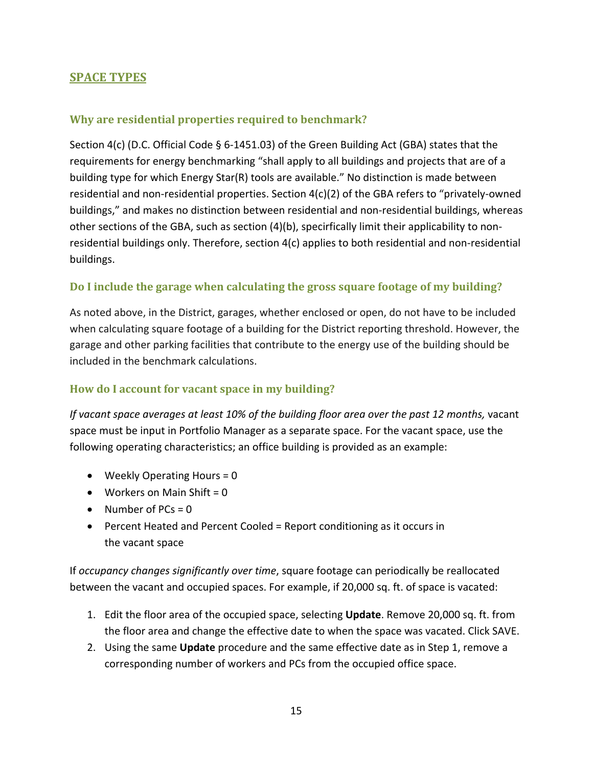## SPACE TYPES

### Why are residential properties required to benchmark?

Section 4(c) (D.C. Official Code § 6-1451.03) of the Green Building Act (GBA) states that the requirements for energy benchmarking "shall apply to all buildings and projects that are of a building type for which Energy Star(R) tools are available." No distinction is made between residential and non-residential properties. Section 4(c)(2) of the GBA refers to "privately-owned buildings," and makes no distinction between residential and non-residential buildings, whereas other sections of the GBA, such as section (4)(b), specirfically limit their applicability to non-residential buildings only. Therefore, section 4(c) applies to both residential and non-residential buildings.

### Do I include the garage when calculating the gross square footage of my building?

As noted above, in the District, garages, whether enclosed or open, do not have to be included when calculating square footage of a building for the District reporting threshold. However, the garage and other parking facilities that contribute to the energy use of the building should be included in the benchmark calculations.

### How do I account for vacant space in my building?

*If vacant space averages at least 10% of the building floor area over the past 12 months,* vacant space must be input in Portfolio Manager as a separate space. For the vacant space, use the following operating characteristics; an office building is provided as an example:

- Weekly Operating Hours = 0
- Workers on Main Shift = 0
- Number of PCs = 0
- Percent Heated and Percent Cooled = Report conditioning as it occurs in the vacant space

If *occupancy changes significantly over time*, square footage can periodically be reallocated between the vacant and occupied spaces. For example, if 20,000 sq. ft. of space is vacated:

1. Edit the floor area of the occupied space, selecting **Update**. Remove 20,000 sq. ft. from the floor area and change the effective date to when the space was vacated. Click SAVE.
2. Using the same **Update** procedure and the same effective date as in Step 1, remove a corresponding number of workers and PCs from the occupied office space.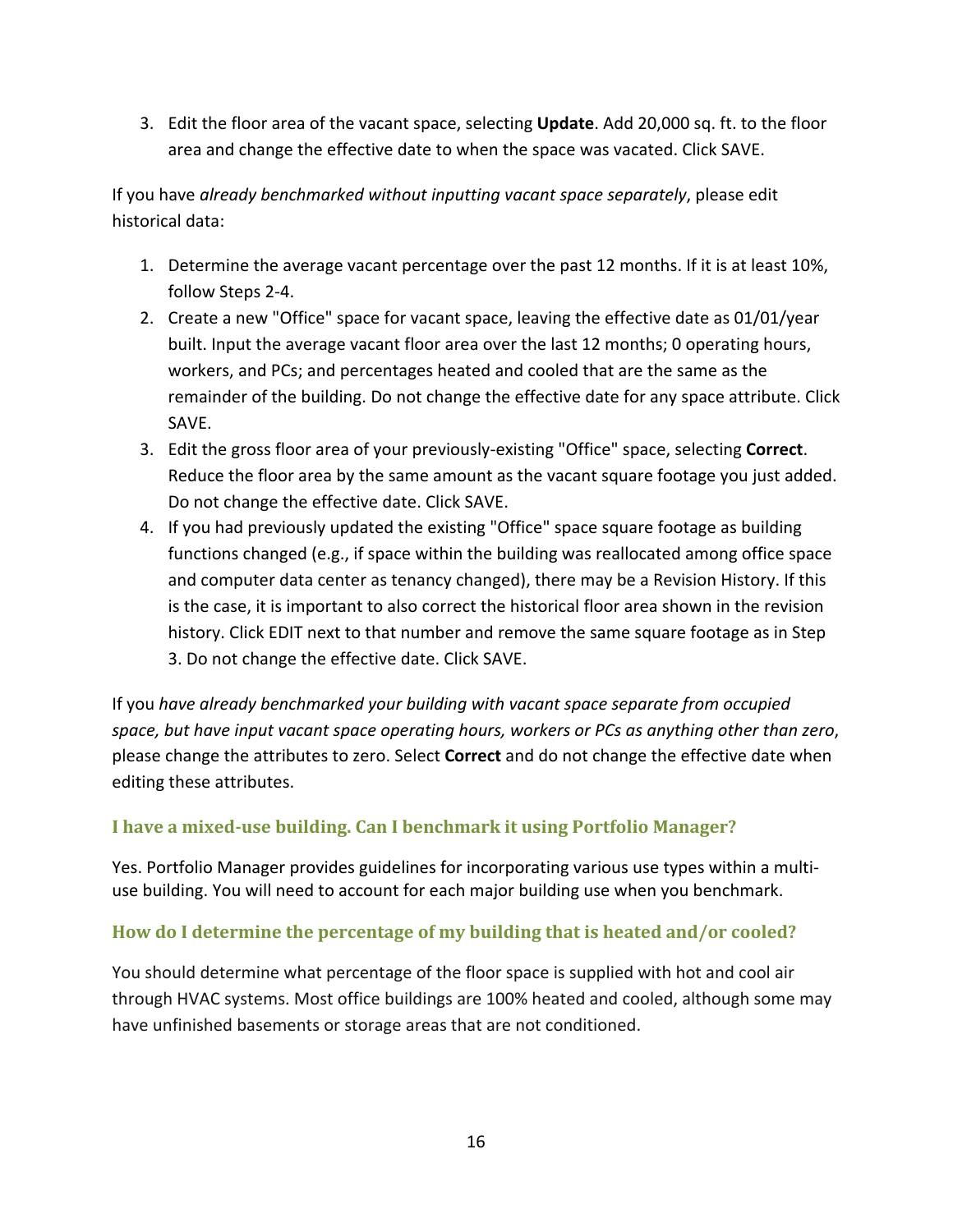3. Edit the floor area of the vacant space, selecting **Update**. Add 20,000 sq. ft. to the floor area and change the effective date to when the space was vacated. Click SAVE.

If you have *already benchmarked without inputting vacant space separately*, please edit historical data:

1. Determine the average vacant percentage over the past 12 months. If it is at least 10%, follow Steps 2-4.
2. Create a new "Office" space for vacant space, leaving the effective date as 01/01/year built. Input the average vacant floor area over the last 12 months; 0 operating hours, workers, and PCs; and percentages heated and cooled that are the same as the remainder of the building. Do not change the effective date for any space attribute. Click SAVE.
3. Edit the gross floor area of your previously-existing "Office" space, selecting **Correct**. Reduce the floor area by the same amount as the vacant square footage you just added. Do not change the effective date. Click SAVE.
4. If you had previously updated the existing "Office" space square footage as building functions changed (e.g., if space within the building was reallocated among office space and computer data center as tenancy changed), there may be a Revision History. If this is the case, it is important to also correct the historical floor area shown in the revision history. Click EDIT next to that number and remove the same square footage as in Step 3. Do not change the effective date. Click SAVE.

If you *have already benchmarked your building with vacant space separate from occupied space, but have input vacant space operating hours, workers or PCs as anything other than zero*, please change the attributes to zero. Select **Correct** and do not change the effective date when editing these attributes.

### I have a mixed-use building. Can I benchmark it using Portfolio Manager?

Yes. Portfolio Manager provides guidelines for incorporating various use types within a multi-use building. You will need to account for each major building use when you benchmark.

### How do I determine the percentage of my building that is heated and/or cooled?

You should determine what percentage of the floor space is supplied with hot and cool air through HVAC systems. Most office buildings are 100% heated and cooled, although some may have unfinished basements or storage areas that are not conditioned.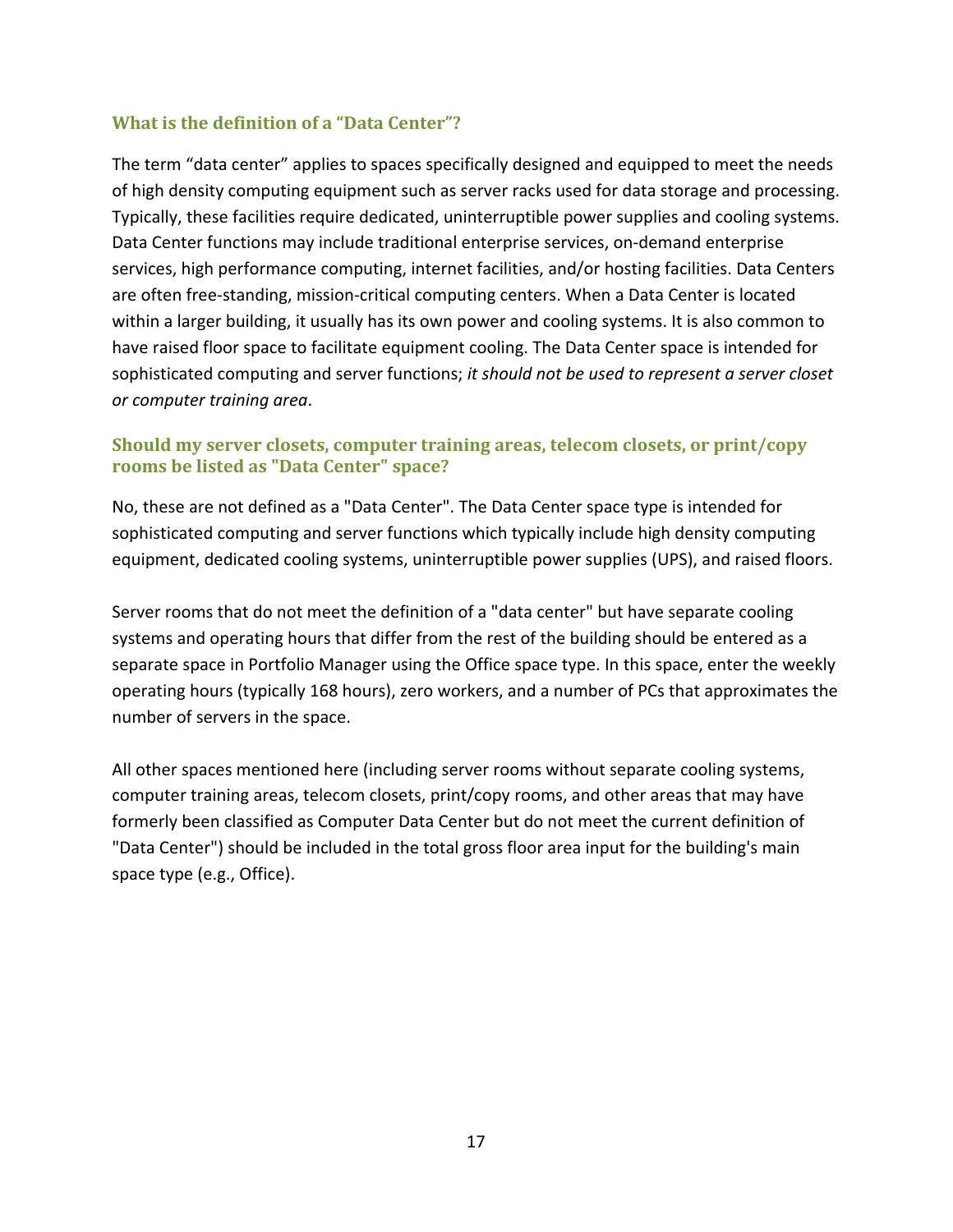### What is the definition of a "Data Center"?

The term "data center" applies to spaces specifically designed and equipped to meet the needs of high density computing equipment such as server racks used for data storage and processing. Typically, these facilities require dedicated, uninterruptible power supplies and cooling systems. Data Center functions may include traditional enterprise services, on-demand enterprise services, high performance computing, internet facilities, and/or hosting facilities. Data Centers are often free-standing, mission-critical computing centers. When a Data Center is located within a larger building, it usually has its own power and cooling systems. It is also common to have raised floor space to facilitate equipment cooling. The Data Center space is intended for sophisticated computing and server functions; *it should not be used to represent a server closet or computer training area*.

### Should my server closets, computer training areas, telecom closets, or print/copy rooms be listed as "Data Center" space?

No, these are not defined as a "Data Center". The Data Center space type is intended for sophisticated computing and server functions which typically include high density computing equipment, dedicated cooling systems, uninterruptible power supplies (UPS), and raised floors.

Server rooms that do not meet the definition of a "data center" but have separate cooling systems and operating hours that differ from the rest of the building should be entered as a separate space in Portfolio Manager using the Office space type. In this space, enter the weekly operating hours (typically 168 hours), zero workers, and a number of PCs that approximates the number of servers in the space.

All other spaces mentioned here (including server rooms without separate cooling systems, computer training areas, telecom closets, print/copy rooms, and other areas that may have formerly been classified as Computer Data Center but do not meet the current definition of "Data Center") should be included in the total gross floor area input for the building's main space type (e.g., Office).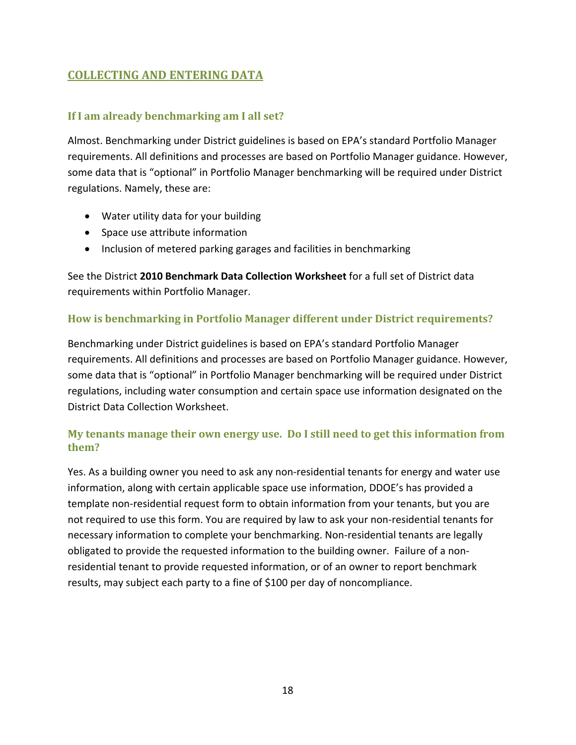## COLLECTING AND ENTERING DATA

### If I am already benchmarking am I all set?

Almost. Benchmarking under District guidelines is based on EPA's standard Portfolio Manager requirements. All definitions and processes are based on Portfolio Manager guidance. However, some data that is "optional" in Portfolio Manager benchmarking will be required under District regulations. Namely, these are:

- Water utility data for your building
- Space use attribute information
- Inclusion of metered parking garages and facilities in benchmarking

See the District **2010 Benchmark Data Collection Worksheet** for a full set of District data requirements within Portfolio Manager.

### How is benchmarking in Portfolio Manager different under District requirements?

Benchmarking under District guidelines is based on EPA's standard Portfolio Manager requirements. All definitions and processes are based on Portfolio Manager guidance. However, some data that is "optional" in Portfolio Manager benchmarking will be required under District regulations, including water consumption and certain space use information designated on the District Data Collection Worksheet.

### My tenants manage their own energy use. Do I still need to get this information from them?

Yes. As a building owner you need to ask any non-residential tenants for energy and water use information, along with certain applicable space use information, DDOE's has provided a template non-residential request form to obtain information from your tenants, but you are not required to use this form. You are required by law to ask your non-residential tenants for necessary information to complete your benchmarking. Non-residential tenants are legally obligated to provide the requested information to the building owner. Failure of a non-residential tenant to provide requested information, or of an owner to report benchmark results, may subject each party to a fine of $100 per day of noncompliance.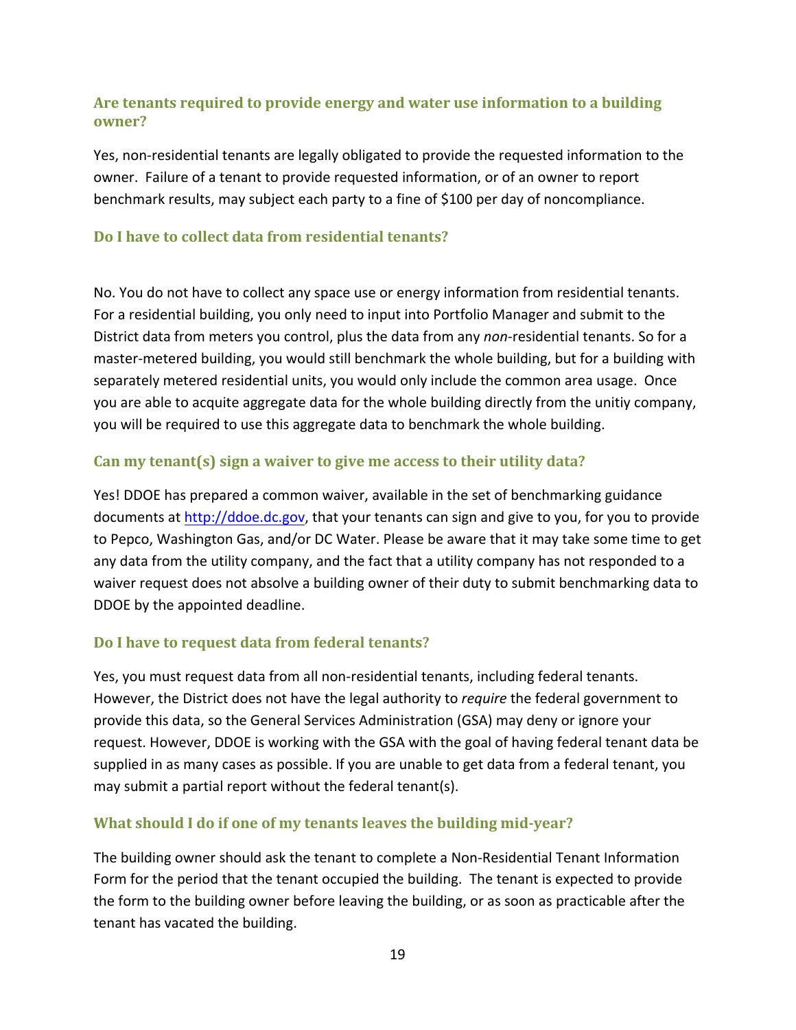### Are tenants required to provide energy and water use information to a building owner?

Yes, non-residential tenants are legally obligated to provide the requested information to the owner. Failure of a tenant to provide requested information, or of an owner to report benchmark results, may subject each party to a fine of $100 per day of noncompliance.

### Do I have to collect data from residential tenants?

No. You do not have to collect any space use or energy information from residential tenants. For a residential building, you only need to input into Portfolio Manager and submit to the District data from meters you control, plus the data from any *non*-residential tenants. So for a master-metered building, you would still benchmark the whole building, but for a building with separately metered residential units, you would only include the common area usage. Once you are able to acquite aggregate data for the whole building directly from the unitiy company, you will be required to use this aggregate data to benchmark the whole building.

### Can my tenant(s) sign a waiver to give me access to their utility data?

Yes! DDOE has prepared a common waiver, available in the set of benchmarking guidance documents at [http://ddoe.dc.gov](http://ddoe.dc.gov), that your tenants can sign and give to you, for you to provide to Pepco, Washington Gas, and/or DC Water. Please be aware that it may take some time to get any data from the utility company, and the fact that a utility company has not responded to a waiver request does not absolve a building owner of their duty to submit benchmarking data to DDOE by the appointed deadline.

### Do I have to request data from federal tenants?

Yes, you must request data from all non-residential tenants, including federal tenants. However, the District does not have the legal authority to *require* the federal government to provide this data, so the General Services Administration (GSA) may deny or ignore your request. However, DDOE is working with the GSA with the goal of having federal tenant data be supplied in as many cases as possible. If you are unable to get data from a federal tenant, you may submit a partial report without the federal tenant(s).

### What should I do if one of my tenants leaves the building mid-year?

The building owner should ask the tenant to complete a Non-Residential Tenant Information Form for the period that the tenant occupied the building. The tenant is expected to provide the form to the building owner before leaving the building, or as soon as practicable after the tenant has vacated the building.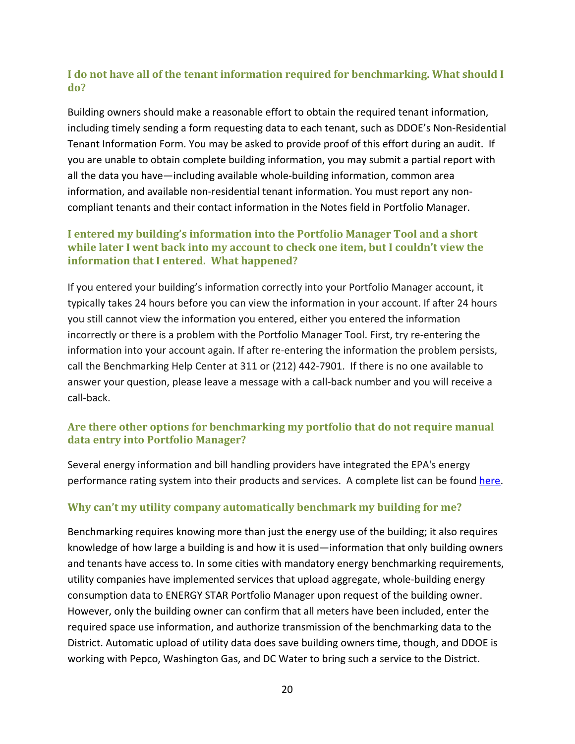### I do not have all of the tenant information required for benchmarking. What should I do?

Building owners should make a reasonable effort to obtain the required tenant information, including timely sending a form requesting data to each tenant, such as DDOE's Non-Residential Tenant Information Form. You may be asked to provide proof of this effort during an audit. If you are unable to obtain complete building information, you may submit a partial report with all the data you have—including available whole-building information, common area information, and available non-residential tenant information. You must report any non-compliant tenants and their contact information in the Notes field in Portfolio Manager.

### I entered my building's information into the Portfolio Manager Tool and a short while later I went back into my account to check one item, but I couldn't view the information that I entered. What happened?

If you entered your building's information correctly into your Portfolio Manager account, it typically takes 24 hours before you can view the information in your account. If after 24 hours you still cannot view the information you entered, either you entered the information incorrectly or there is a problem with the Portfolio Manager Tool. First, try re-entering the information into your account again. If after re-entering the information the problem persists, call the Benchmarking Help Center at 311 or (212) 442-7901. If there is no one available to answer your question, please leave a message with a call-back number and you will receive a call-back.

### Are there other options for benchmarking my portfolio that do not require manual data entry into Portfolio Manager?

Several energy information and bill handling providers have integrated the EPA's energy performance rating system into their products and services. A complete list can be found here.

### Why can't my utility company automatically benchmark my building for me?

Benchmarking requires knowing more than just the energy use of the building; it also requires knowledge of how large a building is and how it is used—information that only building owners and tenants have access to. In some cities with mandatory energy benchmarking requirements, utility companies have implemented services that upload aggregate, whole-building energy consumption data to ENERGY STAR Portfolio Manager upon request of the building owner. However, only the building owner can confirm that all meters have been included, enter the required space use information, and authorize transmission of the benchmarking data to the District. Automatic upload of utility data does save building owners time, though, and DDOE is working with Pepco, Washington Gas, and DC Water to bring such a service to the District.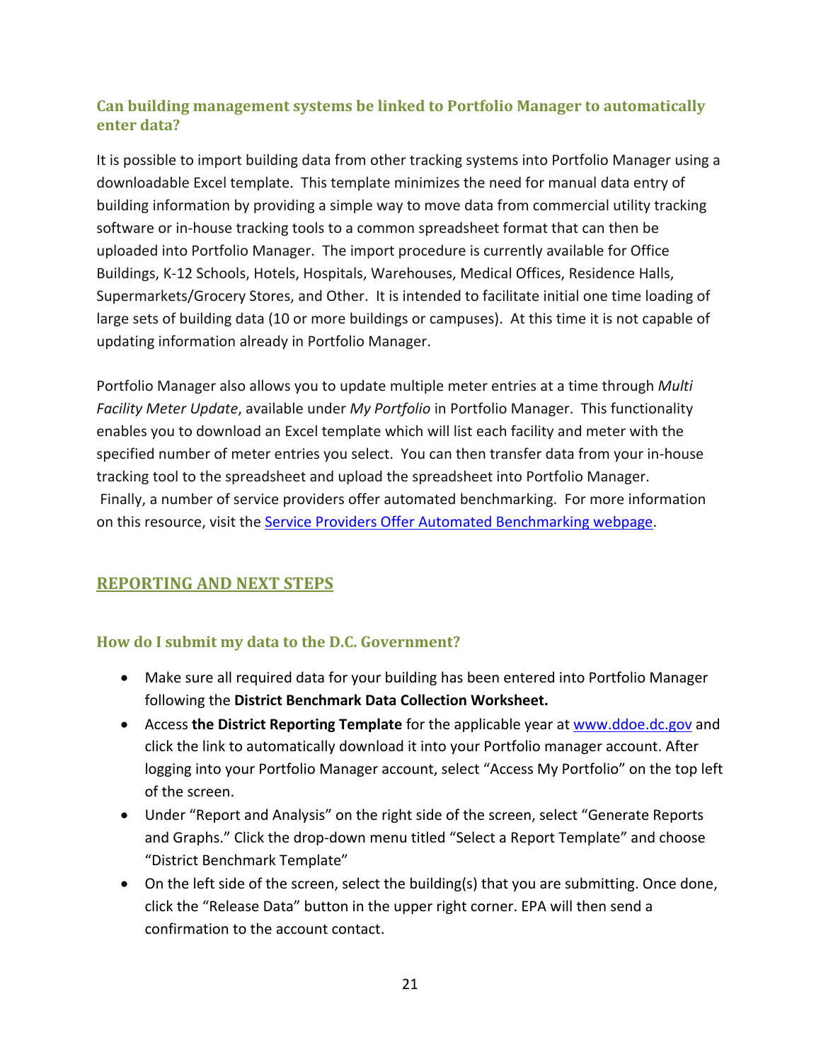### Can building management systems be linked to Portfolio Manager to automatically enter data?

It is possible to import building data from other tracking systems into Portfolio Manager using a downloadable Excel template. This template minimizes the need for manual data entry of building information by providing a simple way to move data from commercial utility tracking software or in-house tracking tools to a common spreadsheet format that can then be uploaded into Portfolio Manager. The import procedure is currently available for Office Buildings, K-12 Schools, Hotels, Hospitals, Warehouses, Medical Offices, Residence Halls, Supermarkets/Grocery Stores, and Other. It is intended to facilitate initial one time loading of large sets of building data (10 or more buildings or campuses). At this time it is not capable of updating information already in Portfolio Manager.

Portfolio Manager also allows you to update multiple meter entries at a time through *Multi Facility Meter Update*, available under *My Portfolio* in Portfolio Manager. This functionality enables you to download an Excel template which will list each facility and meter with the specified number of meter entries you select. You can then transfer data from your in-house tracking tool to the spreadsheet and upload the spreadsheet into Portfolio Manager. Finally, a number of service providers offer automated benchmarking. For more information on this resource, visit the [Service Providers Offer Automated Benchmarking webpage](Service Providers Offer Automated Benchmarking webpage).

## REPORTING AND NEXT STEPS

### How do I submit my data to the D.C. Government?

- Make sure all required data for your building has been entered into Portfolio Manager following the **District Benchmark Data Collection Worksheet.**
- Access **the District Reporting Template** for the applicable year at [www.ddoe.dc.gov](www.ddoe.dc.gov) and click the link to automatically download it into your Portfolio manager account. After logging into your Portfolio Manager account, select "Access My Portfolio" on the top left of the screen.
- Under "Report and Analysis" on the right side of the screen, select "Generate Reports and Graphs." Click the drop-down menu titled "Select a Report Template" and choose "District Benchmark Template"
- On the left side of the screen, select the building(s) that you are submitting. Once done, click the "Release Data" button in the upper right corner. EPA will then send a confirmation to the account contact.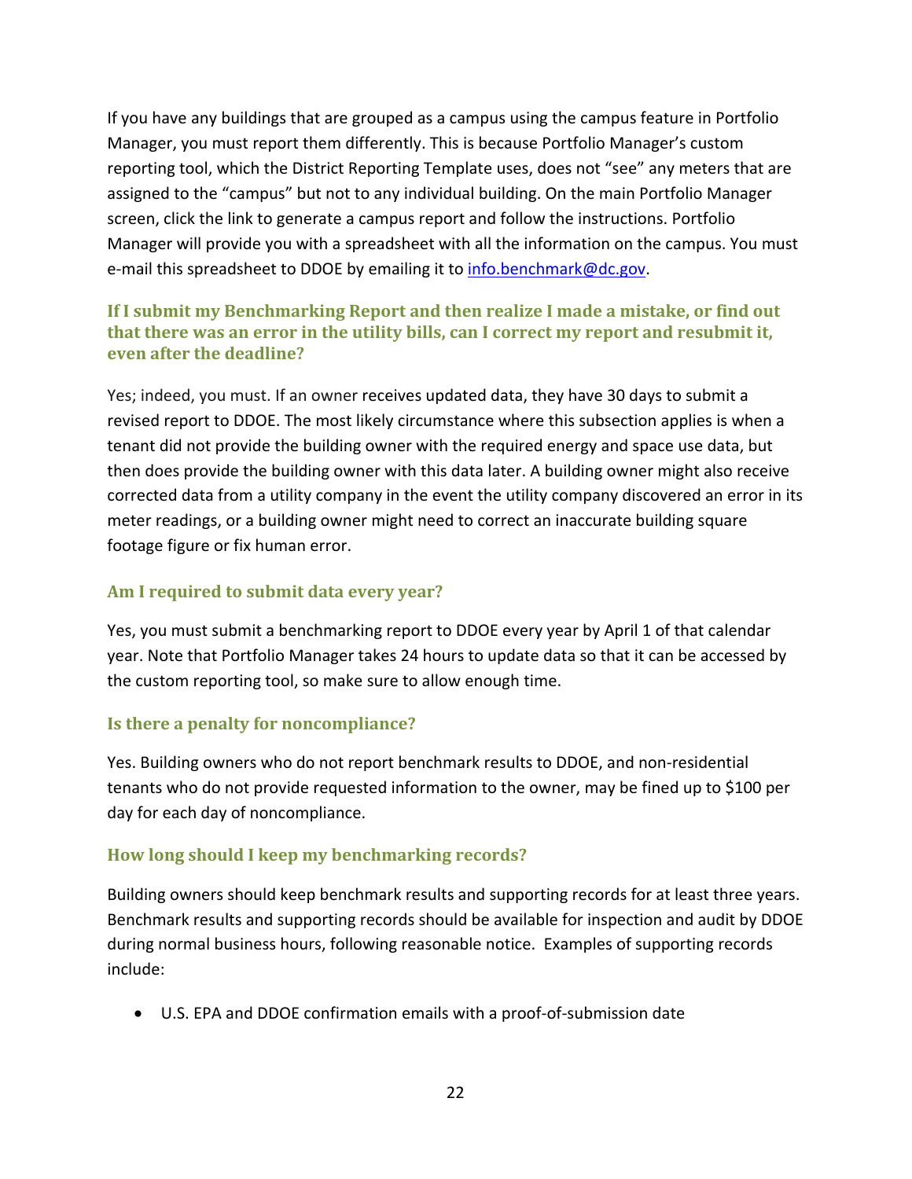If you have any buildings that are grouped as a campus using the campus feature in Portfolio Manager, you must report them differently. This is because Portfolio Manager's custom reporting tool, which the District Reporting Template uses, does not "see" any meters that are assigned to the "campus" but not to any individual building. On the main Portfolio Manager screen, click the link to generate a campus report and follow the instructions. Portfolio Manager will provide you with a spreadsheet with all the information on the campus. You must e-mail this spreadsheet to DDOE by emailing it to [info.benchmark@dc.gov](mailto:info.benchmark@dc.gov).

### If I submit my Benchmarking Report and then realize I made a mistake, or find out that there was an error in the utility bills, can I correct my report and resubmit it, even after the deadline?

Yes; indeed, you must. If an owner receives updated data, they have 30 days to submit a revised report to DDOE. The most likely circumstance where this subsection applies is when a tenant did not provide the building owner with the required energy and space use data, but then does provide the building owner with this data later. A building owner might also receive corrected data from a utility company in the event the utility company discovered an error in its meter readings, or a building owner might need to correct an inaccurate building square footage figure or fix human error.

### Am I required to submit data every year?

Yes, you must submit a benchmarking report to DDOE every year by April 1 of that calendar year. Note that Portfolio Manager takes 24 hours to update data so that it can be accessed by the custom reporting tool, so make sure to allow enough time.

### Is there a penalty for noncompliance?

Yes. Building owners who do not report benchmark results to DDOE, and non-residential tenants who do not provide requested information to the owner, may be fined up to $100 per day for each day of noncompliance.

### How long should I keep my benchmarking records?

Building owners should keep benchmark results and supporting records for at least three years. Benchmark results and supporting records should be available for inspection and audit by DDOE during normal business hours, following reasonable notice. Examples of supporting records include:

- U.S. EPA and DDOE confirmation emails with a proof-of-submission date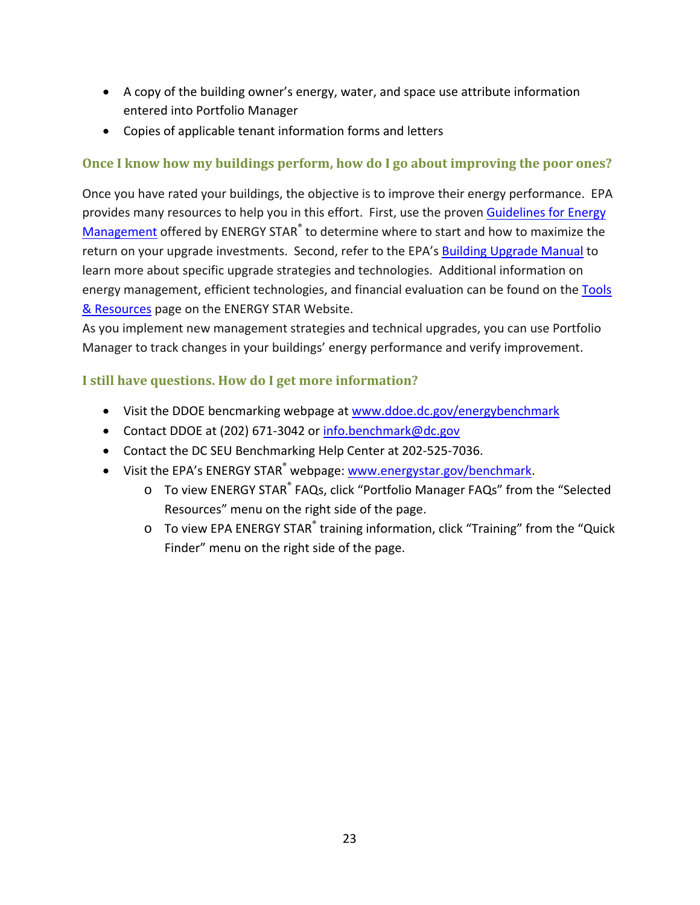- A copy of the building owner's energy, water, and space use attribute information entered into Portfolio Manager
- Copies of applicable tenant information forms and letters

### Once I know how my buildings perform, how do I go about improving the poor ones?

Once you have rated your buildings, the objective is to improve their energy performance. EPA provides many resources to help you in this effort. First, use the proven Guidelines for Energy Management offered by ENERGY STAR® to determine where to start and how to maximize the return on your upgrade investments. Second, refer to the EPA's Building Upgrade Manual to learn more about specific upgrade strategies and technologies. Additional information on energy management, efficient technologies, and financial evaluation can be found on the Tools & Resources page on the ENERGY STAR Website.

As you implement new management strategies and technical upgrades, you can use Portfolio Manager to track changes in your buildings' energy performance and verify improvement.

### I still have questions. How do I get more information?

- Visit the DDOE bencmarking webpage at www.ddoe.dc.gov/energybenchmark
- Contact DDOE at (202) 671-3042 or info.benchmark@dc.gov
- Contact the DC SEU Benchmarking Help Center at 202-525-7036.
- Visit the EPA's ENERGY STAR® webpage: www.energystar.gov/benchmark.
  - To view ENERGY STAR® FAQs, click "Portfolio Manager FAQs" from the "Selected Resources" menu on the right side of the page.
  - To view EPA ENERGY STAR® training information, click "Training" from the "Quick Finder" menu on the right side of the page.